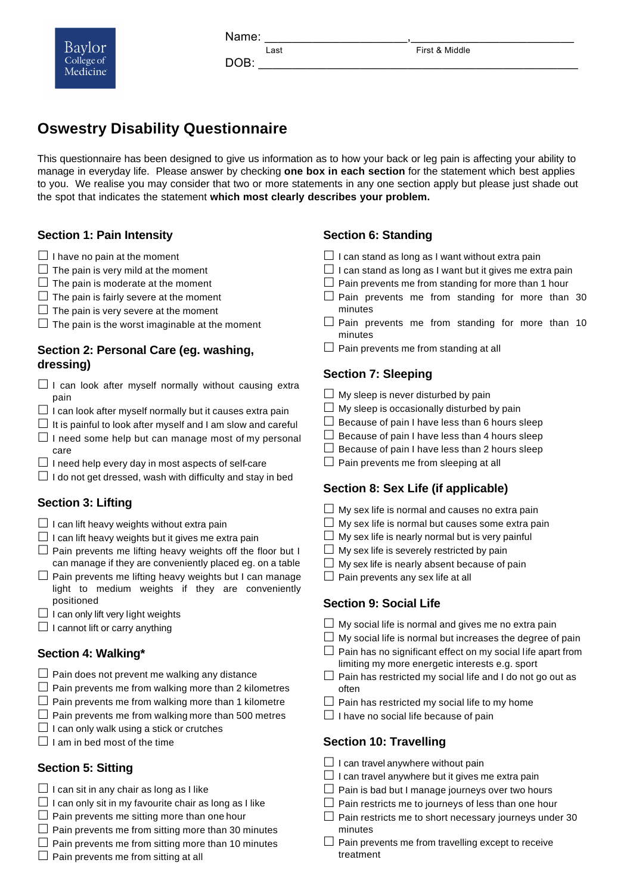Baylor College of Medicine

Name: ______________________, ____________________________
Last First & Middle

DOB: ________________________________________________

# Oswestry Disability Questionnaire

This questionnaire has been designed to give us information as to how your back or leg pain is affecting your ability to manage in everyday life. Please answer by checking **one box in each section** for the statement which best applies to you. We realise you may consider that two or more statements in any one section apply but please just shade out the spot that indicates the statement **which most clearly describes your problem.**

## Section 1: Pain Intensity

- ☐ I have no pain at the moment
- ☐ The pain is very mild at the moment
- ☐ The pain is moderate at the moment
- ☐ The pain is fairly severe at the moment
- ☐ The pain is very severe at the moment
- ☐ The pain is the worst imaginable at the moment

## Section 2: Personal Care (eg. washing, dressing)

- ☐ I can look after myself normally without causing extra pain
- ☐ I can look after myself normally but it causes extra pain
- ☐ It is painful to look after myself and I am slow and careful
- ☐ I need some help but can manage most of my personal care
- ☐ I need help every day in most aspects of self-care
- ☐ I do not get dressed, wash with difficulty and stay in bed

## Section 3: Lifting

- ☐ I can lift heavy weights without extra pain
- ☐ I can lift heavy weights but it gives me extra pain
- ☐ Pain prevents me lifting heavy weights off the floor but I can manage if they are conveniently placed eg. on a table
- ☐ Pain prevents me lifting heavy weights but I can manage light to medium weights if they are conveniently positioned
- ☐ I can only lift very light weights
- ☐ I cannot lift or carry anything

## Section 4: Walking*

- ☐ Pain does not prevent me walking any distance
- ☐ Pain prevents me from walking more than 2 kilometres
- ☐ Pain prevents me from walking more than 1 kilometre
- ☐ Pain prevents me from walking more than 500 metres
- ☐ I can only walk using a stick or crutches
- ☐ I am in bed most of the time

## Section 5: Sitting

- ☐ I can sit in any chair as long as I like
- ☐ I can only sit in my favourite chair as long as I like
- ☐ Pain prevents me sitting more than one hour
- ☐ Pain prevents me from sitting more than 30 minutes
- ☐ Pain prevents me from sitting more than 10 minutes
- ☐ Pain prevents me from sitting at all

## Section 6: Standing

- ☐ I can stand as long as I want without extra pain
- ☐ I can stand as long as I want but it gives me extra pain
- ☐ Pain prevents me from standing for more than 1 hour
- ☐ Pain prevents me from standing for more than 30 minutes
- ☐ Pain prevents me from standing for more than 10 minutes
- ☐ Pain prevents me from standing at all

## Section 7: Sleeping

- ☐ My sleep is never disturbed by pain
- ☐ My sleep is occasionally disturbed by pain
- ☐ Because of pain I have less than 6 hours sleep
- ☐ Because of pain I have less than 4 hours sleep
- ☐ Because of pain I have less than 2 hours sleep
- ☐ Pain prevents me from sleeping at all

## Section 8: Sex Life (if applicable)

- ☐ My sex life is normal and causes no extra pain
- ☐ My sex life is normal but causes some extra pain
- ☐ My sex life is nearly normal but is very painful
- ☐ My sex life is severely restricted by pain
- ☐ My sex life is nearly absent because of pain
- ☐ Pain prevents any sex life at all

## Section 9: Social Life

- ☐ My social life is normal and gives me no extra pain
- ☐ My social life is normal but increases the degree of pain
- ☐ Pain has no significant effect on my social life apart from limiting my more energetic interests e.g. sport
- ☐ Pain has restricted my social life and I do not go out as often
- ☐ Pain has restricted my social life to my home
- ☐ I have no social life because of pain

## Section 10: Travelling

- ☐ I can travel anywhere without pain
- ☐ I can travel anywhere but it gives me extra pain
- ☐ Pain is bad but I manage journeys over two hours
- ☐ Pain restricts me to journeys of less than one hour
- ☐ Pain restricts me to short necessary journeys under 30 minutes
- ☐ Pain prevents me from travelling except to receive treatment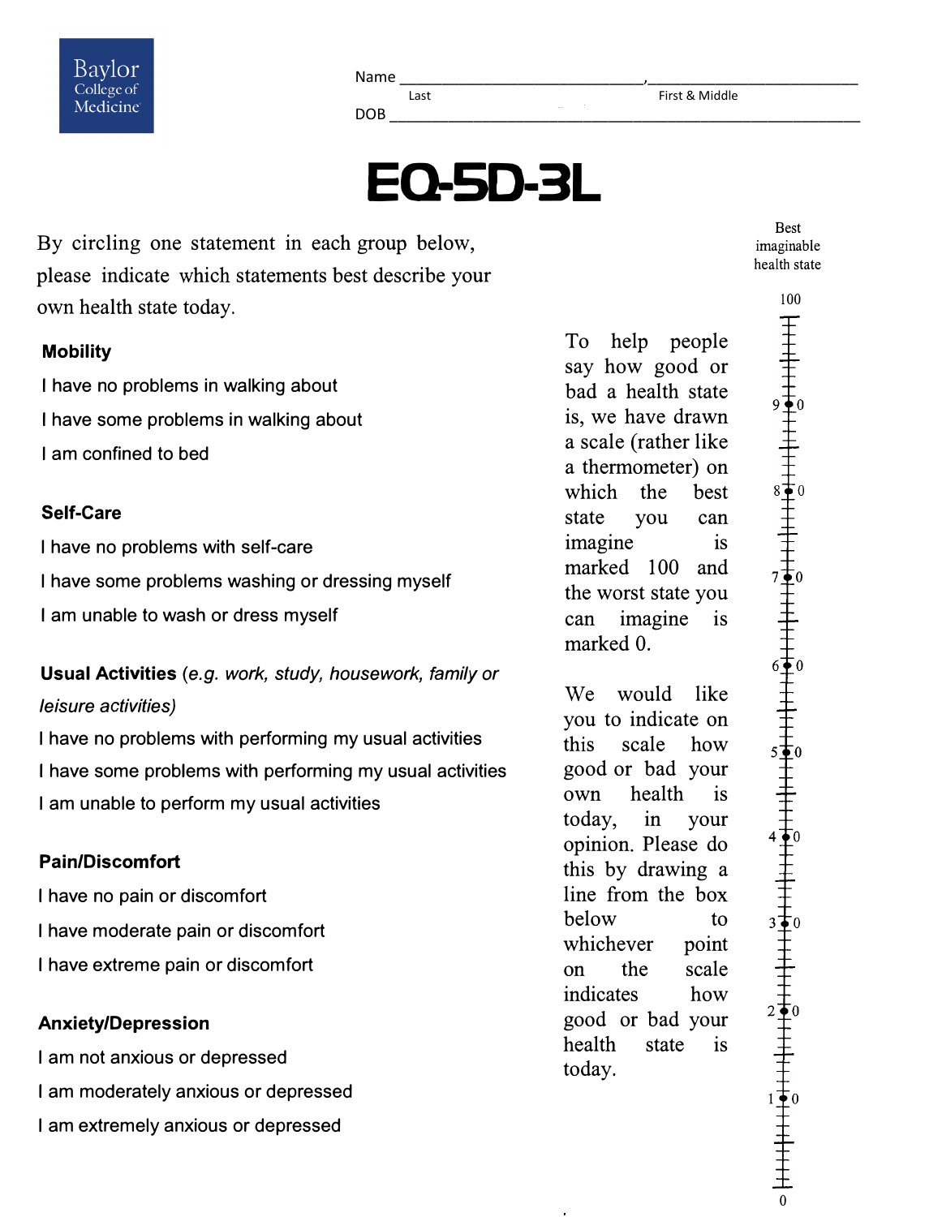Baylor College of Medicine

Name ______________________________, ______________________________
Last First & Middle

DOB ______________________________________________________________

# EQ-5D-3L

By circling one statement in each group below, please indicate which statements best describe your own health state today.

**Mobility**

I have no problems in walking about

I have some problems in walking about

I am confined to bed

**Self-Care**

I have no problems with self-care

I have some problems washing or dressing myself

I am unable to wash or dress myself

**Usual Activities** *(e.g. work, study, housework, family or leisure activities)*

I have no problems with performing my usual activities

I have some problems with performing my usual activities

I am unable to perform my usual activities

**Pain/Discomfort**

I have no pain or discomfort

I have moderate pain or discomfort

I have extreme pain or discomfort

**Anxiety/Depression**

I am not anxious or depressed

I am moderately anxious or depressed

I am extremely anxious or depressed

To help people say how good or bad a health state is, we have drawn a scale (rather like a thermometer) on which the best state you can imagine is marked 100 and the worst state you can imagine is marked 0.

We would like you to indicate on this scale how good or bad your own health is today, in your opinion. Please do this by drawing a line from the box below to whichever point on the scale indicates how good or bad your health state is today.

Best imaginable health state

100

90

80

70

60

50

40

30

20

10

0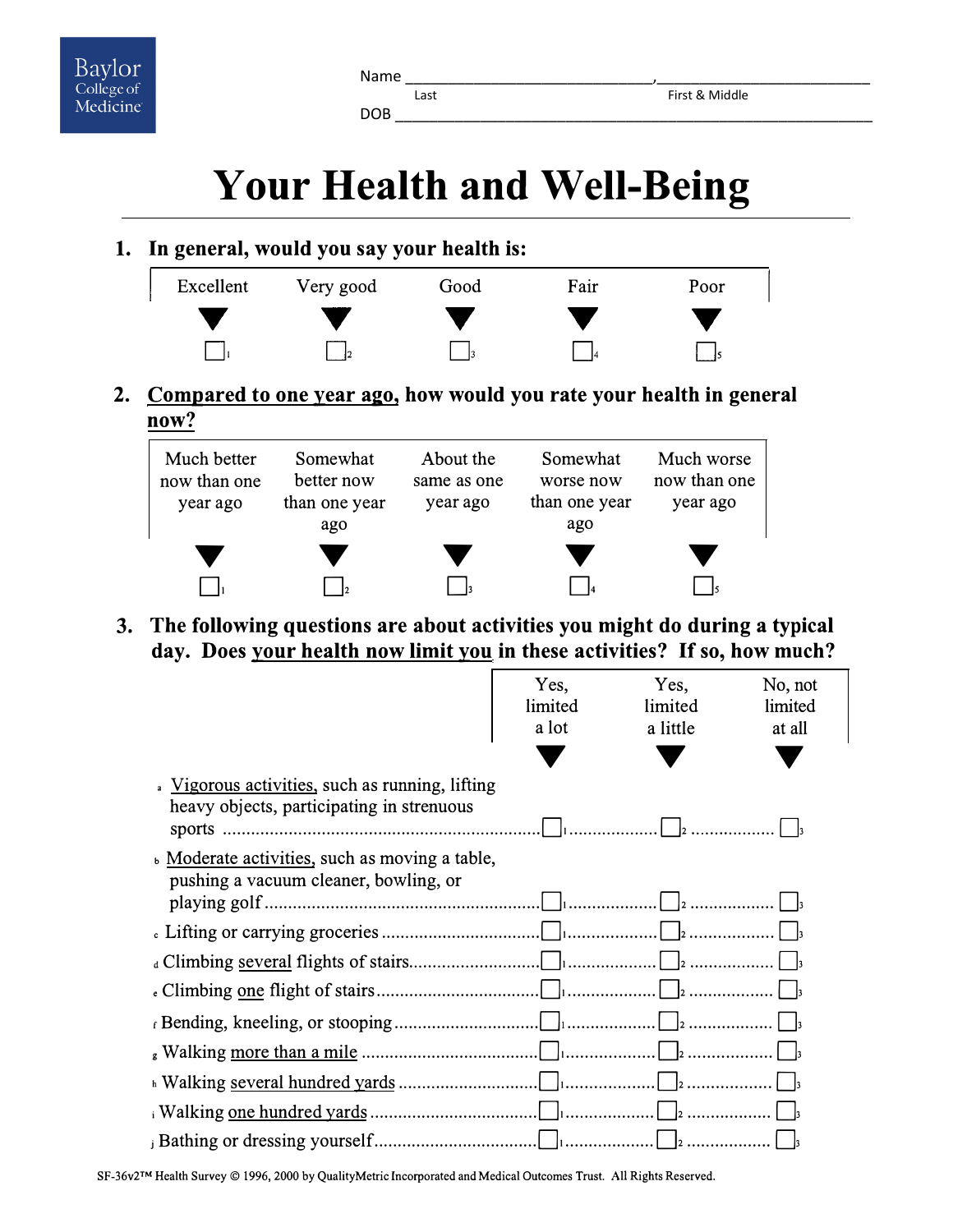Baylor College of Medicine

Name ______________________________, ______________________________
Last First & Middle

DOB ______________________________

# Your Health and Well-Being

**1. In general, would you say your health is:**

| Excellent | Very good | Good | Fair | Poor |
|---|---|---|---|---|
| ☐ 1 | ☐ 2 | ☐ 3 | ☐ 4 | ☐ 5 |

**2. Compared to one year ago, how would you rate your health in general now?**

| Much better now than one year ago | Somewhat better now than one year ago | About the same as one year ago | Somewhat worse now than one year ago | Much worse now than one year ago |
|---|---|---|---|---|
| ☐ 1 | ☐ 2 | ☐ 3 | ☐ 4 | ☐ 5 |

**3. The following questions are about activities you might do during a typical day. Does your health now limit you in these activities? If so, how much?**

| | Yes, limited a lot | Yes, limited a little | No, not limited at all |
|---|---|---|---|
| a Vigorous activities, such as running, lifting heavy objects, participating in strenuous sports | ☐ 1 | ☐ 2 | ☐ 3 |
| b Moderate activities, such as moving a table, pushing a vacuum cleaner, bowling, or playing golf | ☐ 1 | ☐ 2 | ☐ 3 |
| c Lifting or carrying groceries | ☐ 1 | ☐ 2 | ☐ 3 |
| d Climbing several flights of stairs | ☐ 1 | ☐ 2 | ☐ 3 |
| e Climbing one flight of stairs | ☐ 1 | ☐ 2 | ☐ 3 |
| f Bending, kneeling, or stooping | ☐ 1 | ☐ 2 | ☐ 3 |
| g Walking more than a mile | ☐ 1 | ☐ 2 | ☐ 3 |
| h Walking several hundred yards | ☐ 1 | ☐ 2 | ☐ 3 |
| i Walking one hundred yards | ☐ 1 | ☐ 2 | ☐ 3 |
| j Bathing or dressing yourself | ☐ 1 | ☐ 2 | ☐ 3 |

SF-36v2™ Health Survey © 1996, 2000 by QualityMetric Incorporated and Medical Outcomes Trust. All Rights Reserved.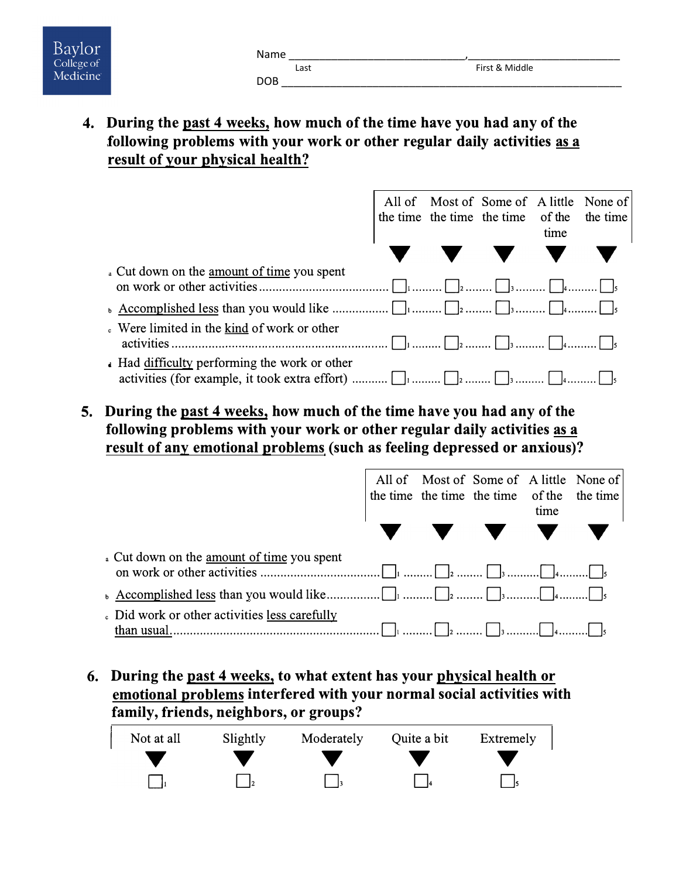Baylor College of Medicine

Name ______________________________, ___________________________
Last First & Middle

DOB ___________________________________________________________

**4. During the past 4 weeks, how much of the time have you had any of the following problems with your work or other regular daily activities as a result of your physical health?**

| | All of the time | Most of the time | Some of the time | A little of the time | None of the time |
|---|---|---|---|---|---|
| a Cut down on the amount of time you spent on work or other activities | ☐ 1 | ☐ 2 | ☐ 3 | ☐ 4 | ☐ 5 |
| b Accomplished less than you would like | ☐ 1 | ☐ 2 | ☐ 3 | ☐ 4 | ☐ 5 |
| c Were limited in the kind of work or other activities | ☐ 1 | ☐ 2 | ☐ 3 | ☐ 4 | ☐ 5 |
| d Had difficulty performing the work or other activities (for example, it took extra effort) | ☐ 1 | ☐ 2 | ☐ 3 | ☐ 4 | ☐ 5 |

**5. During the past 4 weeks, how much of the time have you had any of the following problems with your work or other regular daily activities as a result of any emotional problems (such as feeling depressed or anxious)?**

| | All of the time | Most of the time | Some of the time | A little of the time | None of the time |
|---|---|---|---|---|---|
| a Cut down on the amount of time you spent on work or other activities | ☐ 1 | ☐ 2 | ☐ 3 | ☐ 4 | ☐ 5 |
| b Accomplished less than you would like | ☐ 1 | ☐ 2 | ☐ 3 | ☐ 4 | ☐ 5 |
| c Did work or other activities less carefully than usual | ☐ 1 | ☐ 2 | ☐ 3 | ☐ 4 | ☐ 5 |

**6. During the past 4 weeks, to what extent has your physical health or emotional problems interfered with your normal social activities with family, friends, neighbors, or groups?**

| Not at all | Slightly | Moderately | Quite a bit | Extremely |
|---|---|---|---|---|
| ☐ 1 | ☐ 2 | ☐ 3 | ☐ 4 | ☐ 5 |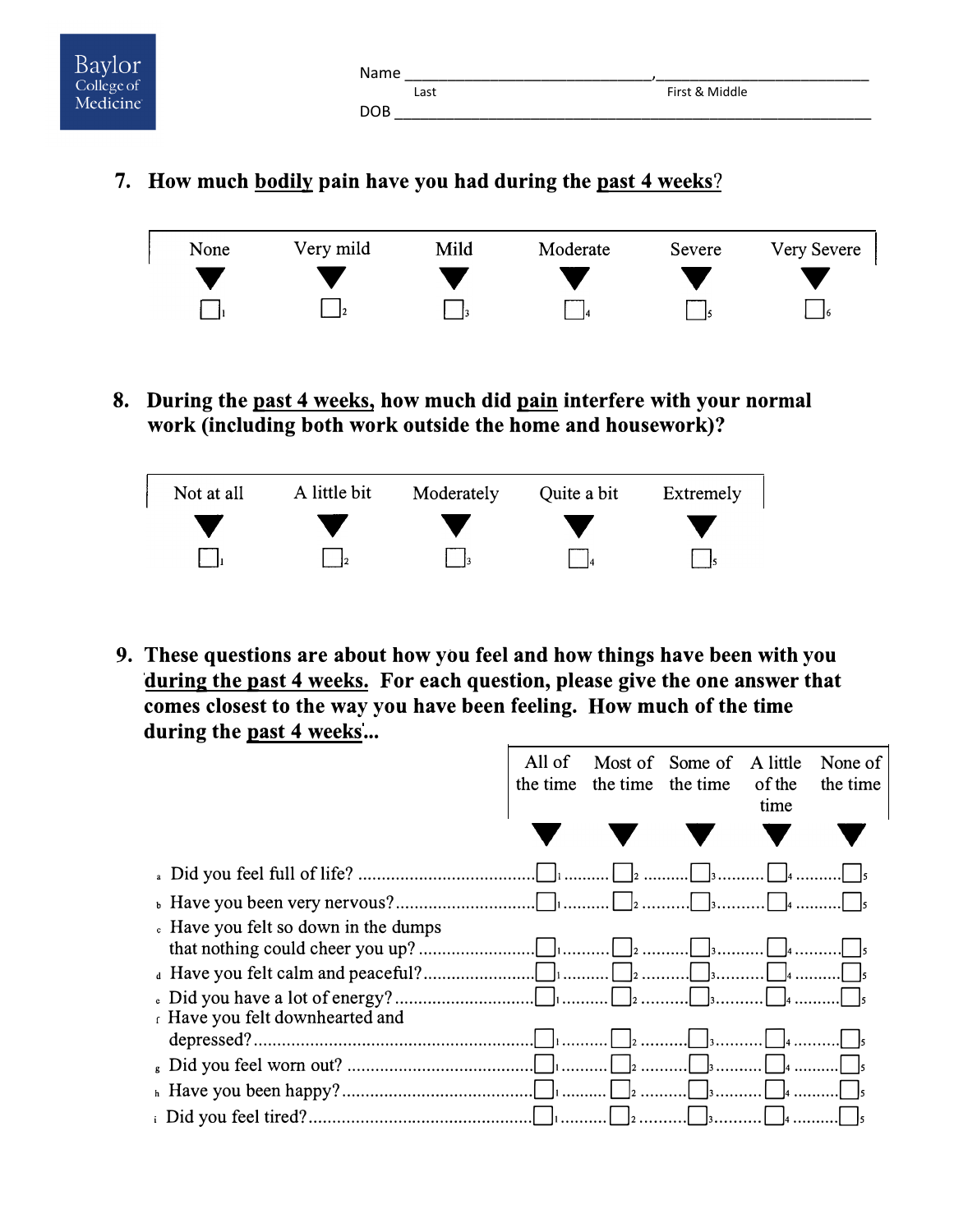Baylor College of Medicine

Name ______________________________, ______________________________
Last First & Middle

DOB ______________________________________________________________

**7. How much bodily pain have you had during the past 4 weeks?**

| None | Very mild | Mild | Moderate | Severe | Very Severe |
|---|---|---|---|---|---|
| ☐ 1 | ☐ 2 | ☐ 3 | ☐ 4 | ☐ 5 | ☐ 6 |

**8. During the past 4 weeks, how much did pain interfere with your normal work (including both work outside the home and housework)?**

| Not at all | A little bit | Moderately | Quite a bit | Extremely |
|---|---|---|---|---|
| ☐ 1 | ☐ 2 | ☐ 3 | ☐ 4 | ☐ 5 |

**9. These questions are about how you feel and how things have been with you during the past 4 weeks. For each question, please give the one answer that comes closest to the way you have been feeling. How much of the time during the past 4 weeks...**

| | All of the time | Most of the time | Some of the time | A little of the time | None of the time |
|---|---|---|---|---|---|
| a Did you feel full of life? | ☐ 1 | ☐ 2 | ☐ 3 | ☐ 4 | ☐ 5 |
| b Have you been very nervous? | ☐ 1 | ☐ 2 | ☐ 3 | ☐ 4 | ☐ 5 |
| c Have you felt so down in the dumps that nothing could cheer you up? | ☐ 1 | ☐ 2 | ☐ 3 | ☐ 4 | ☐ 5 |
| d Have you felt calm and peaceful? | ☐ 1 | ☐ 2 | ☐ 3 | ☐ 4 | ☐ 5 |
| e Did you have a lot of energy? | ☐ 1 | ☐ 2 | ☐ 3 | ☐ 4 | ☐ 5 |
| f Have you felt downhearted and depressed? | ☐ 1 | ☐ 2 | ☐ 3 | ☐ 4 | ☐ 5 |
| g Did you feel worn out? | ☐ 1 | ☐ 2 | ☐ 3 | ☐ 4 | ☐ 5 |
| h Have you been happy? | ☐ 1 | ☐ 2 | ☐ 3 | ☐ 4 | ☐ 5 |
| i Did you feel tired? | ☐ 1 | ☐ 2 | ☐ 3 | ☐ 4 | ☐ 5 |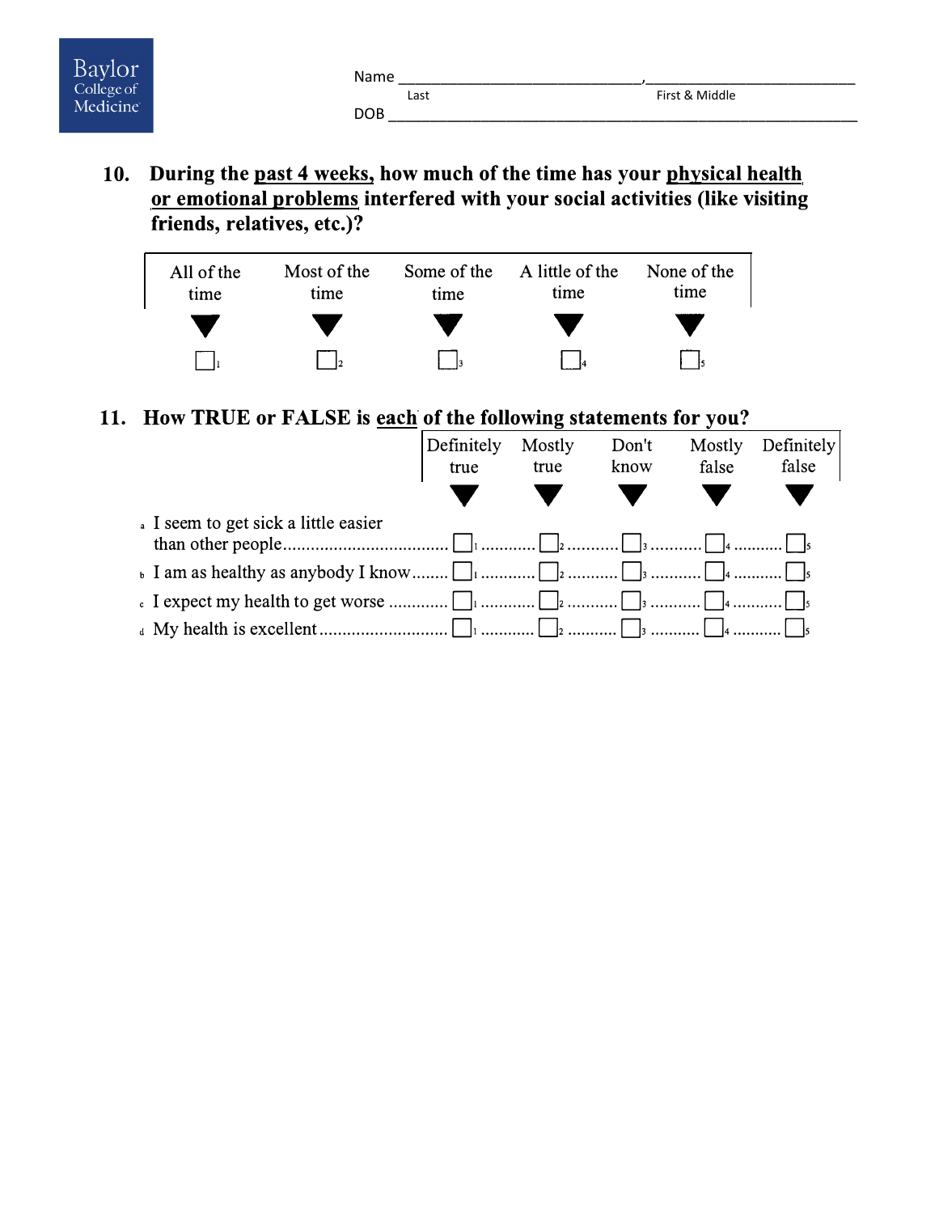Baylor College of Medicine

Name ______________________________, ___________________________
Last First & Middle

DOB ____________________________________________________________

**10. During the past 4 weeks, how much of the time has your physical health or emotional problems interfered with your social activities (like visiting friends, relatives, etc.)?**

| All of the time | Most of the time | Some of the time | A little of the time | None of the time |
|---|---|---|---|---|
| ☐ 1 | ☐ 2 | ☐ 3 | ☐ 4 | ☐ 5 |

**11. How TRUE or FALSE is each of the following statements for you?**

| | Definitely true | Mostly true | Don't know | Mostly false | Definitely false |
|---|---|---|---|---|---|
| a I seem to get sick a little easier than other people | ☐ 1 | ☐ 2 | ☐ 3 | ☐ 4 | ☐ 5 |
| b I am as healthy as anybody I know | ☐ 1 | ☐ 2 | ☐ 3 | ☐ 4 | ☐ 5 |
| c I expect my health to get worse | ☐ 1 | ☐ 2 | ☐ 3 | ☐ 4 | ☐ 5 |
| d My health is excellent | ☐ 1 | ☐ 2 | ☐ 3 | ☐ 4 | ☐ 5 |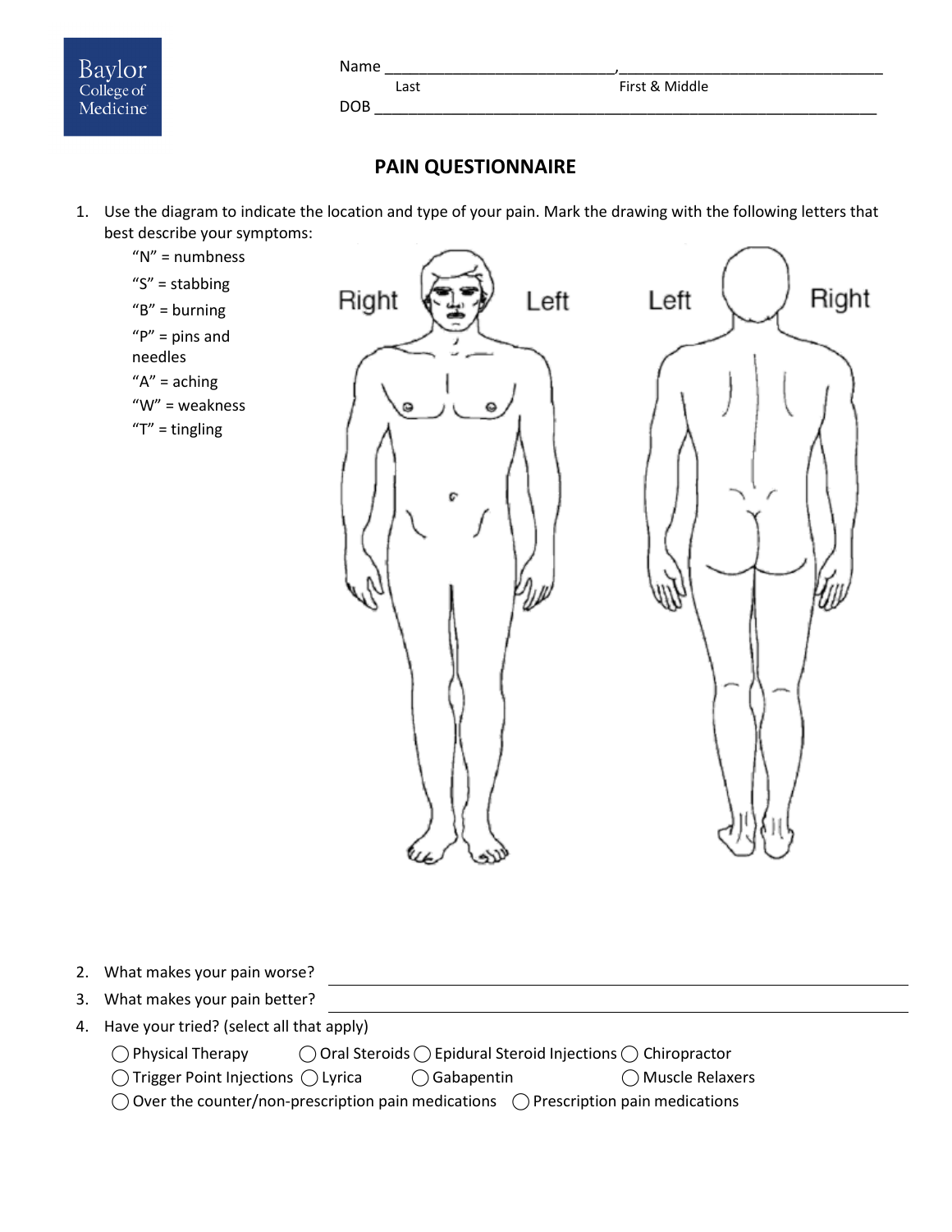Baylor College of Medicine

Name ____________________________, ________________________________
Last First & Middle

DOB ______________________________________________________________

## PAIN QUESTIONNAIRE

1. Use the diagram to indicate the location and type of your pain. Mark the drawing with the following letters that best describe your symptoms:
   - "N" = numbness
   - "S" = stabbing
   - "B" = burning
   - "P" = pins and needles
   - "A" = aching
   - "W" = weakness
   - "T" = tingling

Right Left Left Right

2. What makes your pain worse? ____________________________________________
3. What makes your pain better? ____________________________________________
4. Have your tried? (select all that apply)

◯ Physical Therapy ◯ Oral Steroids ◯ Epidural Steroid Injections ◯ Chiropractor
◯ Trigger Point Injections ◯ Lyrica ◯ Gabapentin ◯ Muscle Relaxers
◯ Over the counter/non-prescription pain medications ◯ Prescription pain medications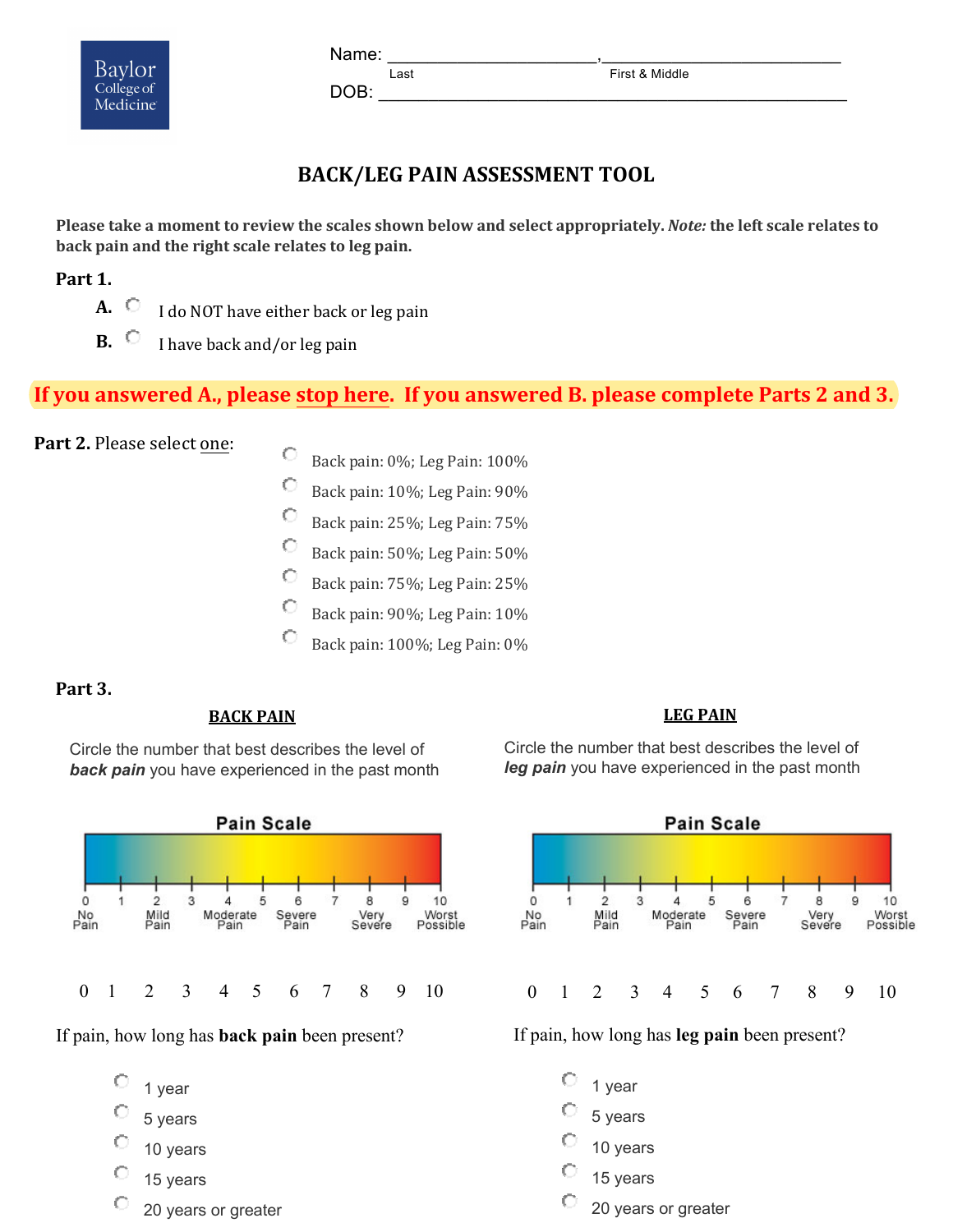Baylor College of Medicine

Name: ______________________, ________________________
Last First & Middle

DOB: ________________________________________________

# BACK/LEG PAIN ASSESSMENT TOOL

**Please take a moment to review the scales shown below and select appropriately. *Note:* the left scale relates to back pain and the right scale relates to leg pain.**

**Part 1.**

**A.** ○ I do NOT have either back or leg pain

**B.** ○ I have back and/or leg pain

**If you answered A., please stop here. If you answered B. please complete Parts 2 and 3.**

**Part 2.** Please select one:

- ○ Back pain: 0%; Leg Pain: 100%
- ○ Back pain: 10%; Leg Pain: 90%
- ○ Back pain: 25%; Leg Pain: 75%
- ○ Back pain: 50%; Leg Pain: 50%
- ○ Back pain: 75%; Leg Pain: 25%
- ○ Back pain: 90%; Leg Pain: 10%
- ○ Back pain: 100%; Leg Pain: 0%

**Part 3.**

## BACK PAIN

Circle the number that best describes the level of ***back pain*** you have experienced in the past month

**Pain Scale**

0 No Pain | 1 | 2 Mild Pain | 3 | 4 Moderate Pain | 5 | 6 Severe Pain | 7 | 8 Very Severe | 9 | 10 Worst Possible

0 1 2 3 4 5 6 7 8 9 10

If pain, how long has **back pain** been present?

- ○ 1 year
- ○ 5 years
- ○ 10 years
- ○ 15 years
- ○ 20 years or greater

## LEG PAIN

Circle the number that best describes the level of ***leg pain*** you have experienced in the past month

**Pain Scale**

0 No Pain | 1 | 2 Mild Pain | 3 | 4 Moderate Pain | 5 | 6 Severe Pain | 7 | 8 Very Severe | 9 | 10 Worst Possible

0 1 2 3 4 5 6 7 8 9 10

If pain, how long has **leg pain** been present?

- ○ 1 year
- ○ 5 years
- ○ 10 years
- ○ 15 years
- ○ 20 years or greater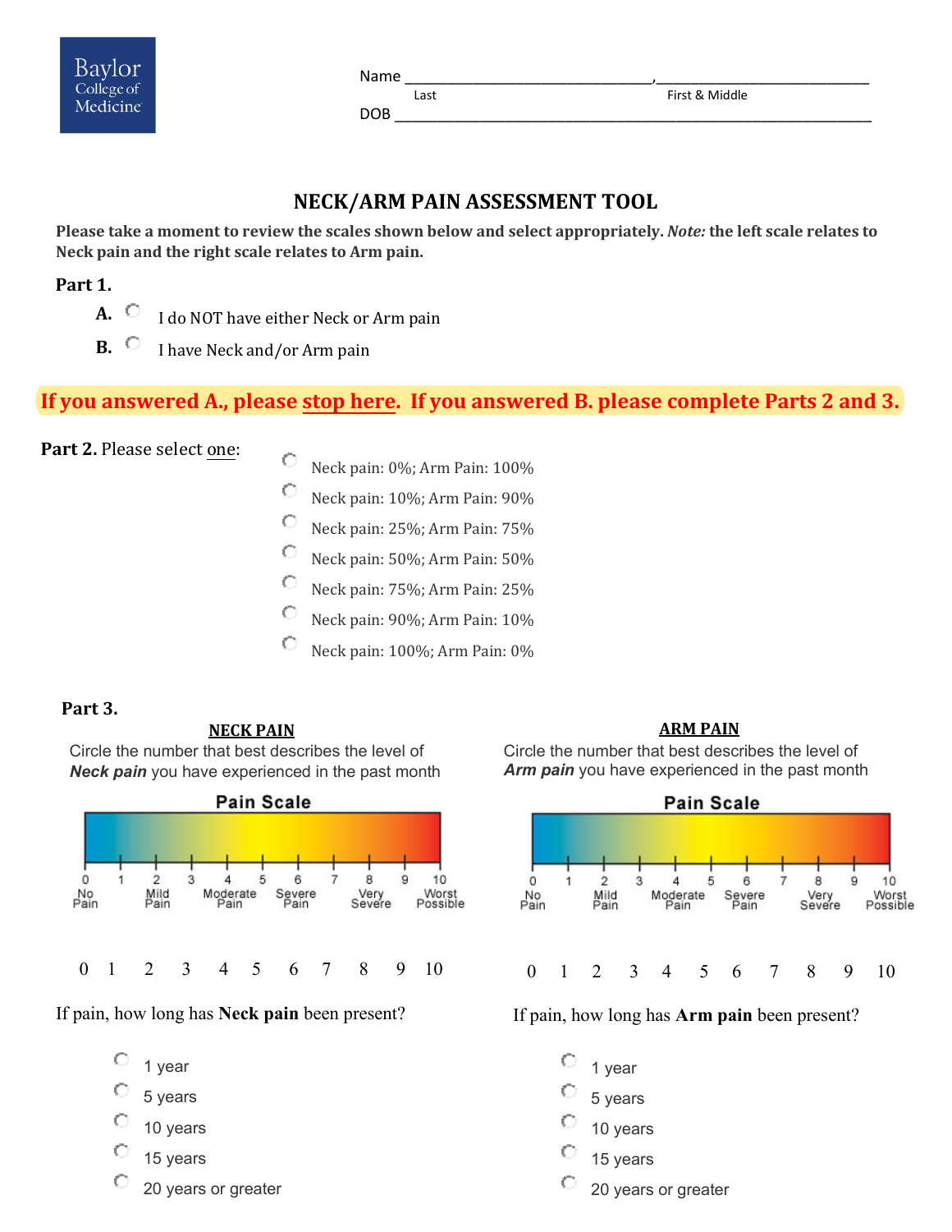Baylor College of Medicine

Name ______________________________, ___________________________
Last First & Middle

DOB ____________________________________________________________

# NECK/ARM PAIN ASSESSMENT TOOL

**Please take a moment to review the scales shown below and select appropriately.** ***Note:*** **the left scale relates to Neck pain and the right scale relates to Arm pain.**

**Part 1.**

**A.** ○ I do NOT have either Neck or Arm pain

**B.** ○ I have Neck and/or Arm pain

**If you answered A., please stop here. If you answered B. please complete Parts 2 and 3.**

**Part 2.** Please select one:

- ○ Neck pain: 0%; Arm Pain: 100%
- ○ Neck pain: 10%; Arm Pain: 90%
- ○ Neck pain: 25%; Arm Pain: 75%
- ○ Neck pain: 50%; Arm Pain: 50%
- ○ Neck pain: 75%; Arm Pain: 25%
- ○ Neck pain: 90%; Arm Pain: 10%
- ○ Neck pain: 100%; Arm Pain: 0%

**Part 3.**

**NECK PAIN**

Circle the number that best describes the level of ***Neck pain*** you have experienced in the past month

**Pain Scale**

0 No Pain, 1, 2 Mild Pain, 3, 4 Moderate Pain, 5, 6 Severe Pain, 7, 8 Very Severe, 9, 10 Worst Possible

0 1 2 3 4 5 6 7 8 9 10

If pain, how long has **Neck pain** been present?

- ○ 1 year
- ○ 5 years
- ○ 10 years
- ○ 15 years
- ○ 20 years or greater

**ARM PAIN**

Circle the number that best describes the level of ***Arm pain*** you have experienced in the past month

**Pain Scale**

0 No Pain, 1, 2 Mild Pain, 3, 4 Moderate Pain, 5, 6 Severe Pain, 7, 8 Very Severe, 9, 10 Worst Possible

0 1 2 3 4 5 6 7 8 9 10

If pain, how long has **Arm pain** been present?

- ○ 1 year
- ○ 5 years
- ○ 10 years
- ○ 15 years
- ○ 20 years or greater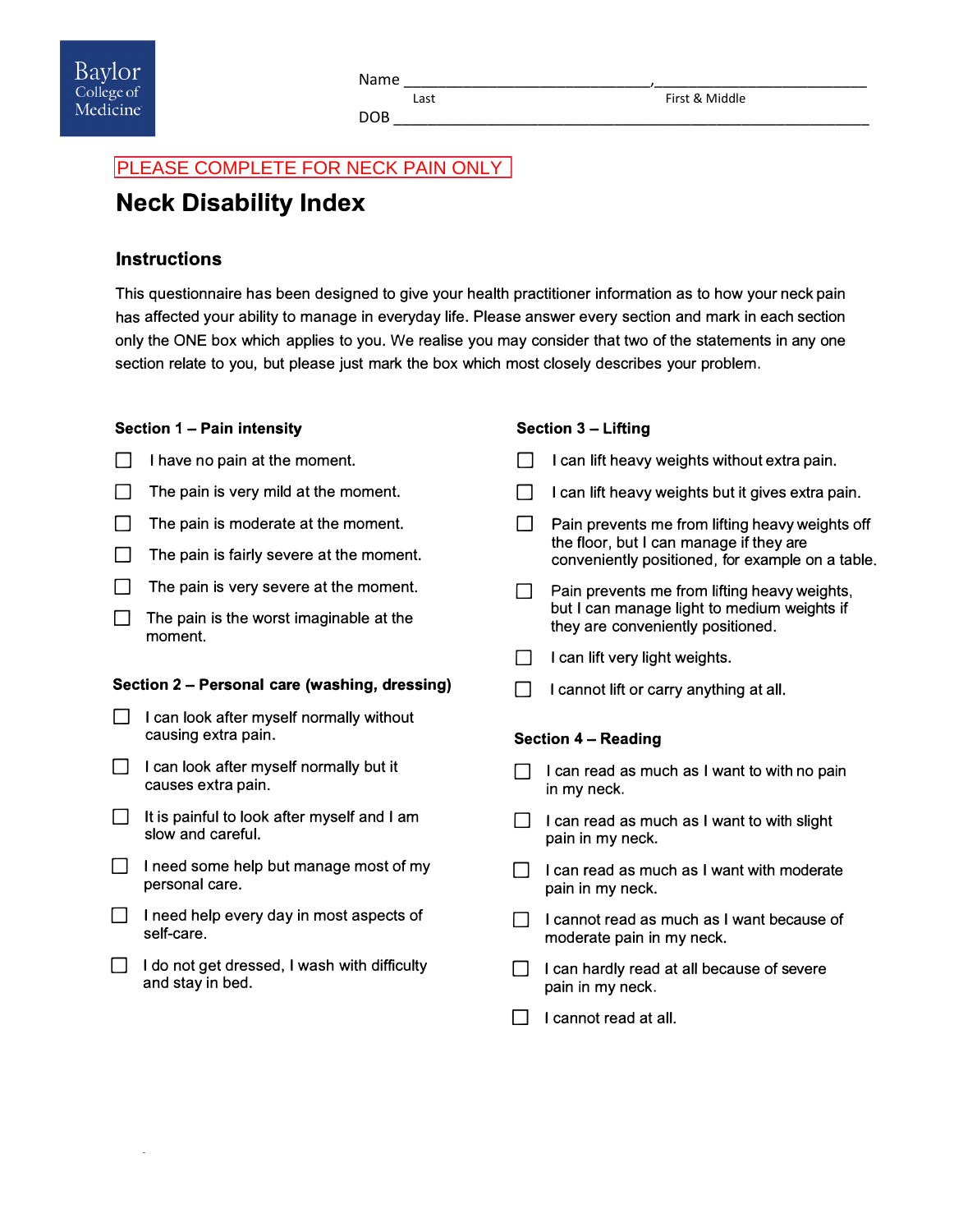Baylor College of Medicine

Name ______________________________, __________________________
Last First & Middle

DOB ____________________________________________________________

PLEASE COMPLETE FOR NECK PAIN ONLY

# Neck Disability Index

## Instructions

This questionnaire has been designed to give your health practitioner information as to how your neck pain has affected your ability to manage in everyday life. Please answer every section and mark in each section only the ONE box which applies to you. We realise you may consider that two of the statements in any one section relate to you, but please just mark the box which most closely describes your problem.

### Section 1 – Pain intensity

- ☐ I have no pain at the moment.
- ☐ The pain is very mild at the moment.
- ☐ The pain is moderate at the moment.
- ☐ The pain is fairly severe at the moment.
- ☐ The pain is very severe at the moment.
- ☐ The pain is the worst imaginable at the moment.

### Section 2 – Personal care (washing, dressing)

- ☐ I can look after myself normally without causing extra pain.
- ☐ I can look after myself normally but it causes extra pain.
- ☐ It is painful to look after myself and I am slow and careful.
- ☐ I need some help but manage most of my personal care.
- ☐ I need help every day in most aspects of self-care.
- ☐ I do not get dressed, I wash with difficulty and stay in bed.

### Section 3 – Lifting

- ☐ I can lift heavy weights without extra pain.
- ☐ I can lift heavy weights but it gives extra pain.
- ☐ Pain prevents me from lifting heavy weights off the floor, but I can manage if they are conveniently positioned, for example on a table.
- ☐ Pain prevents me from lifting heavy weights, but I can manage light to medium weights if they are conveniently positioned.
- ☐ I can lift very light weights.
- ☐ I cannot lift or carry anything at all.

### Section 4 – Reading

- ☐ I can read as much as I want to with no pain in my neck.
- ☐ I can read as much as I want to with slight pain in my neck.
- ☐ I can read as much as I want with moderate pain in my neck.
- ☐ I cannot read as much as I want because of moderate pain in my neck.
- ☐ I can hardly read at all because of severe pain in my neck.
- ☐ I cannot read at all.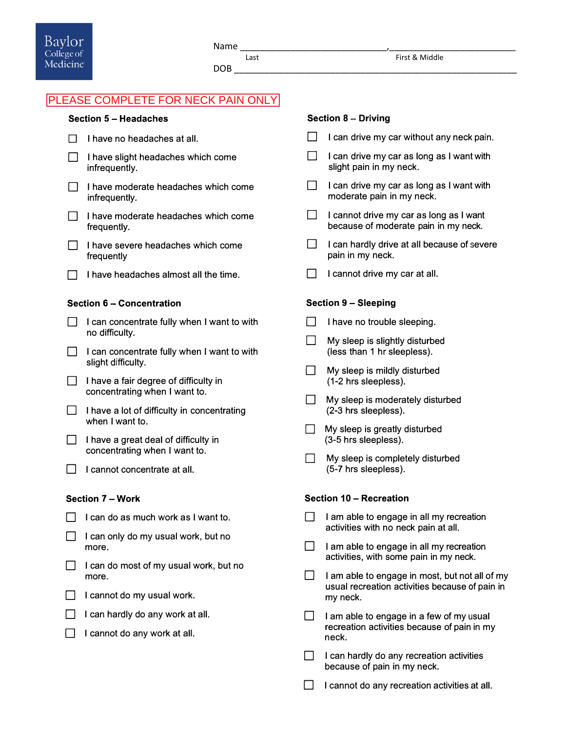Baylor College of Medicine

Name ______________________________, ______________________________
Last First & Middle

DOB ____________________________________________________________

PLEASE COMPLETE FOR NECK PAIN ONLY

### Section 5 – Headaches

- ☐ I have no headaches at all.
- ☐ I have slight headaches which come infrequently.
- ☐ I have moderate headaches which come infrequently.
- ☐ I have moderate headaches which come frequently.
- ☐ I have severe headaches which come frequently
- ☐ I have headaches almost all the time.

### Section 6 – Concentration

- ☐ I can concentrate fully when I want to with no difficulty.
- ☐ I can concentrate fully when I want to with slight difficulty.
- ☐ I have a fair degree of difficulty in concentrating when I want to.
- ☐ I have a lot of difficulty in concentrating when I want to.
- ☐ I have a great deal of difficulty in concentrating when I want to.
- ☐ I cannot concentrate at all.

### Section 7 – Work

- ☐ I can do as much work as I want to.
- ☐ I can only do my usual work, but no more.
- ☐ I can do most of my usual work, but no more.
- ☐ I cannot do my usual work.
- ☐ I can hardly do any work at all.
- ☐ I cannot do any work at all.

### Section 8 – Driving

- ☐ I can drive my car without any neck pain.
- ☐ I can drive my car as long as I want with slight pain in my neck.
- ☐ I can drive my car as long as I want with moderate pain in my neck.
- ☐ I cannot drive my car as long as I want because of moderate pain in my neck.
- ☐ I can hardly drive at all because of severe pain in my neck.
- ☐ I cannot drive my car at all.

### Section 9 – Sleeping

- ☐ I have no trouble sleeping.
- ☐ My sleep is slightly disturbed (less than 1 hr sleepless).
- ☐ My sleep is mildly disturbed (1-2 hrs sleepless).
- ☐ My sleep is moderately disturbed (2-3 hrs sleepless).
- ☐ My sleep is greatly disturbed (3-5 hrs sleepless).
- ☐ My sleep is completely disturbed (5-7 hrs sleepless).

### Section 10 – Recreation

- ☐ I am able to engage in all my recreation activities with no neck pain at all.
- ☐ I am able to engage in all my recreation activities, with some pain in my neck.
- ☐ I am able to engage in most, but not all of my usual recreation activities because of pain in my neck.
- ☐ I am able to engage in a few of my usual recreation activities because of pain in my neck.
- ☐ I can hardly do any recreation activities because of pain in my neck.
- ☐ I cannot do any recreation activities at all.